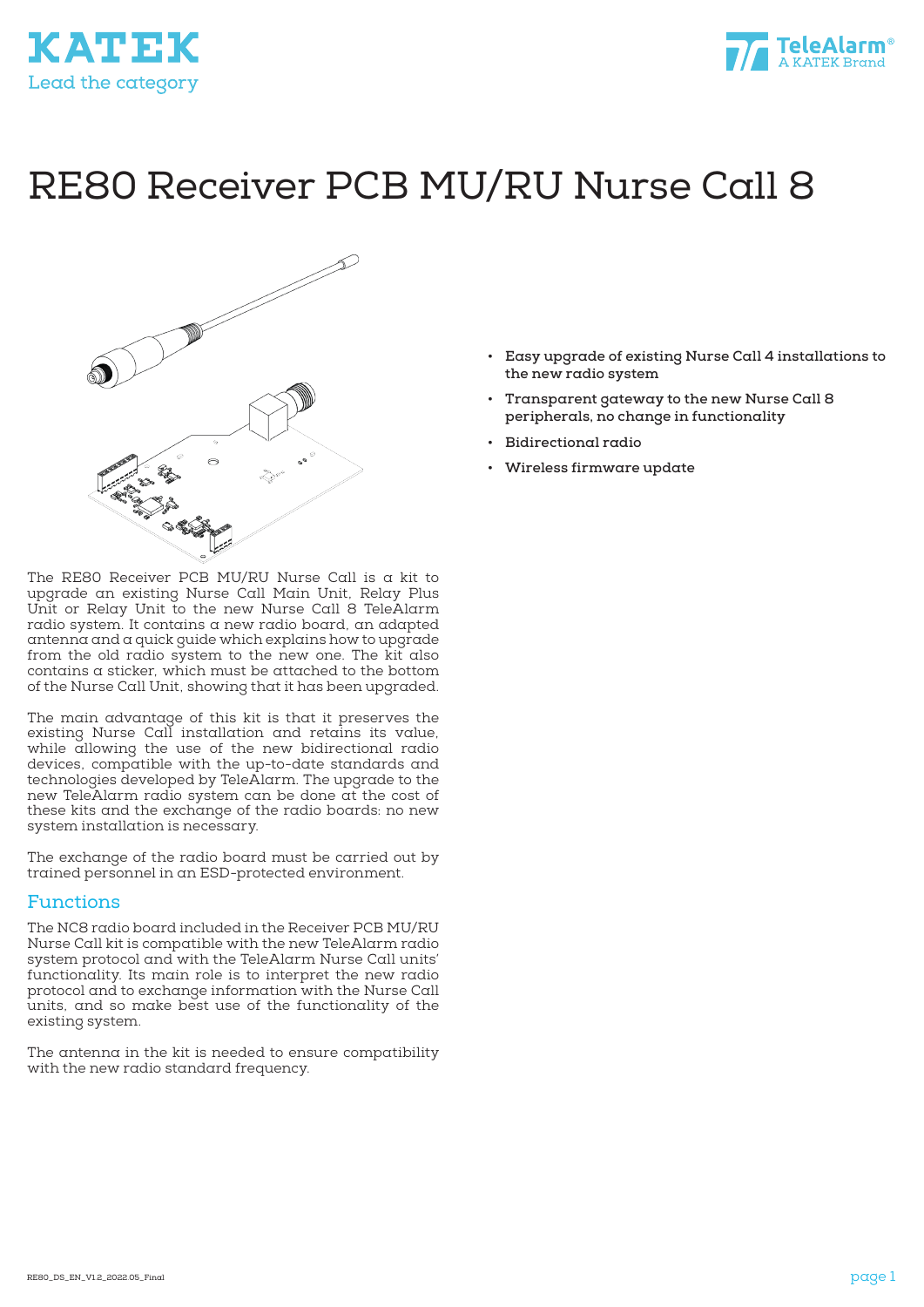# RE80 Receiver PCB MU/RU Nurse Call 8

- **Easy upgrade of existing Nurse Call 4 installations to the new radio system**
- **Transparent gateway to the new Nurse Call 8 peripherals, no change in functionality**
- **Bidirectional radio**
- **Wireless firmware update**

The RE80 Receiver PCB MU/RU Nurse Call is a kit to upgrade an existing Nurse Call Main Unit, Relay Plus Unit or Relay Unit to the new Nurse Call 8 TeleAlarm radio system. It contains a new radio board, an adapted antenna and a quick guide which explains how to upgrade from the old radio system to the new one. The kit also contains a sticker, which must be attached to the bottom of the Nurse Call Unit, showing that it has been upgraded.

The main advantage of this kit is that it preserves the existing Nurse Call installation and retains its value, while allowing the use of the new bidirectional radio devices, compatible with the up-to-date standards and technologies developed by TeleAlarm. The upgrade to the new TeleAlarm radio system can be done at the cost of these kits and the exchange of the radio boards: no new system installation is necessary.

The exchange of the radio board must be carried out by trained personnel in an ESD-protected environment.

## Functions

The NC8 radio board included in the Receiver PCB MU/RU Nurse Call kit is compatible with the new TeleAlarm radio system protocol and with the TeleAlarm Nurse Call units' functionality. Its main role is to interpret the new radio protocol and to exchange information with the Nurse Call units, and so make best use of the functionality of the existing system.

The antenna in the kit is needed to ensure compatibility with the new radio standard frequency.

RE80_DS_EN_V1.2_2022.05_Final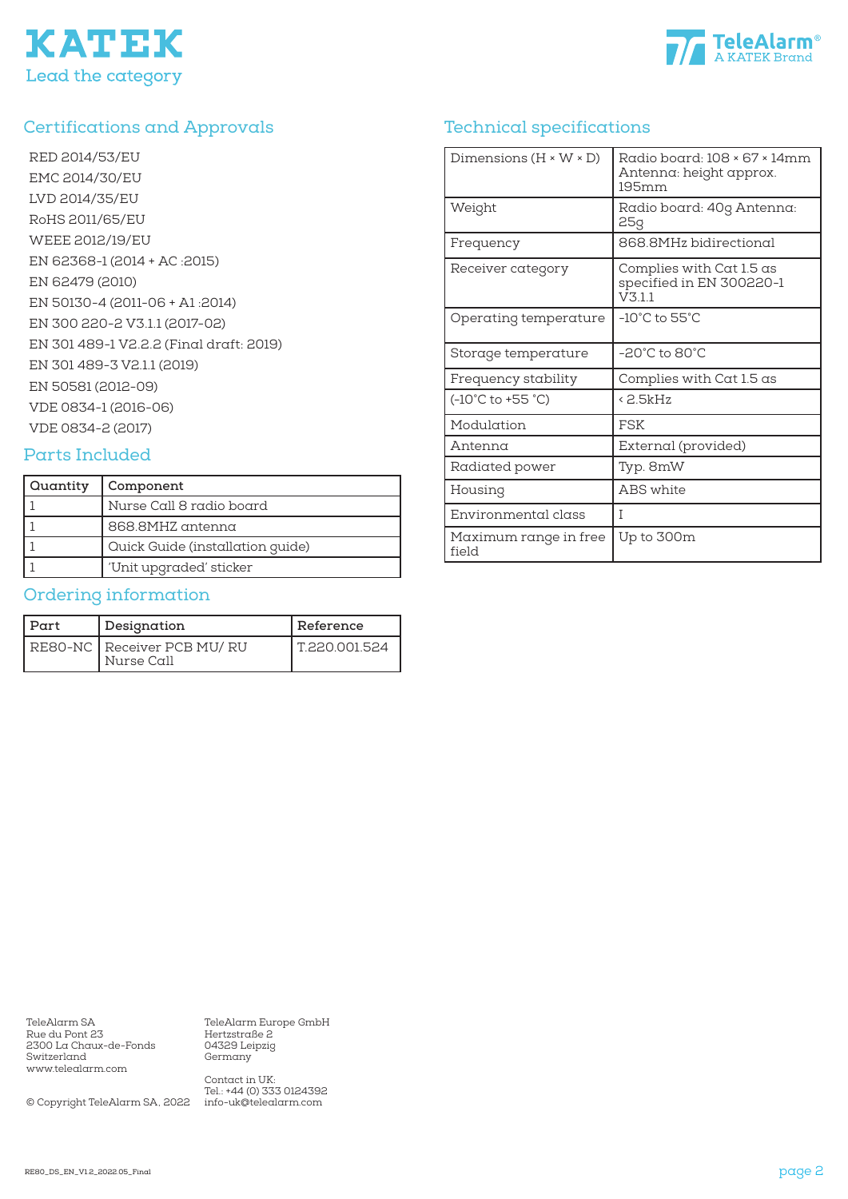## Certifications and Approvals

RED 2014/53/EU
EMC 2014/30/EU
LVD 2014/35/EU
RoHS 2011/65/EU
WEEE 2012/19/EU
EN 62368-1 (2014 + AC :2015)
EN 62479 (2010)
EN 50130-4 (2011-06 + A1 :2014)
EN 300 220-2 V3.1.1 (2017-02)
EN 301 489-1 V2.2.2 (Final draft: 2019)
EN 301 489-3 V2.1.1 (2019)
EN 50581 (2012-09)
VDE 0834-1 (2016-06)
VDE 0834-2 (2017)

## Parts Included

| Quantity | Component |
|---|---|
| 1 | Nurse Call 8 radio board |
| 1 | 868.8MHZ antenna |
| 1 | Quick Guide (installation guide) |
| 1 | 'Unit upgraded' sticker |

## Ordering information

| Part | Designation | Reference |
|---|---|---|
| RE80-NC | Receiver PCB MU/ RU Nurse Call | T.220.001.524 |

## Technical specifications

| | |
|---|---|
| Dimensions (H × W × D) | Radio board: 108 × 67 × 14mm Antenna: height approx. 195mm |
| Weight | Radio board: 40g Antenna: 25g |
| Frequency | 868.8MHz bidirectional |
| Receiver category | Complies with Cat 1.5 as specified in EN 300220-1 V3.1.1 |
| Operating temperature | -10°C to 55°C |
| Storage temperature | -20°C to 80°C |
| Frequency stability | Complies with Cat 1.5 as |
| (-10°C to +55 °C) | < 2.5kHz |
| Modulation | FSK |
| Antenna | External (provided) |
| Radiated power | Typ. 8mW |
| Housing | ABS white |
| Environmental class | I |
| Maximum range in free field | Up to 300m |

TeleAlarm SA
Rue du Pont 23
2300 La Chaux-de-Fonds
Switzerland
www.telealarm.com

© Copyright TeleAlarm SA, 2022

TeleAlarm Europe GmbH
Hertzstraße 2
04329 Leipzig
Germany

Contact in UK:
Tel.: +44 (0) 333 0124392
info-uk@telealarm.com

RE80_DS_EN_V1.2_2022.05_Final